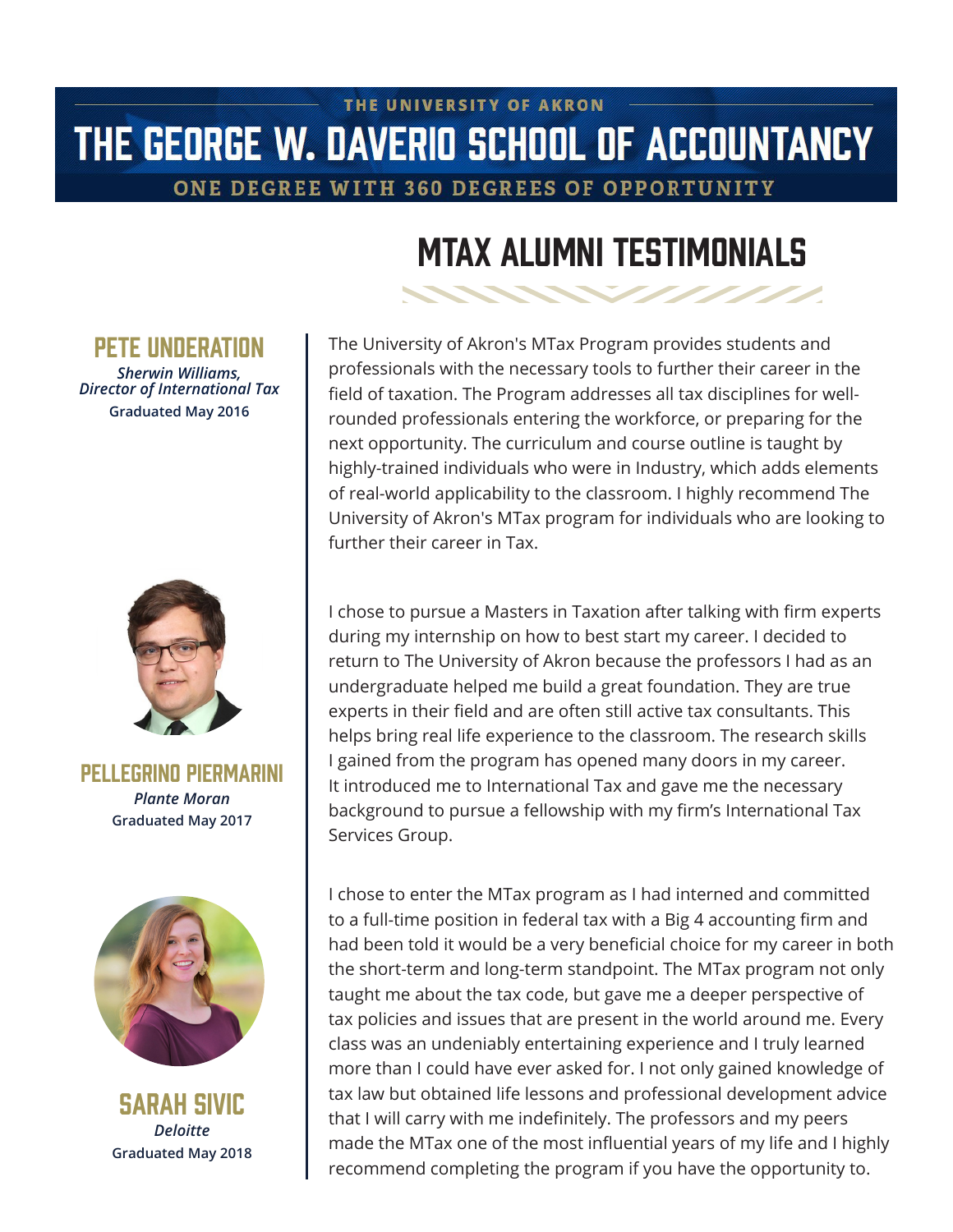THE UNIVERSITY OF AKRON

# THE GEORGE W. DAVERIO SCHOOL OF ACCOUNTANCY

ONE DEGREE WITH 360 DEGREES OF OPPORTUNITY

## MTAX ALUMNI TESTIMONIALS

### PETE UNDERATION

***Sherwin Williams, Director of International Tax***

**Graduated May 2016**

The University of Akron's MTax Program provides students and professionals with the necessary tools to further their career in the field of taxation. The Program addresses all tax disciplines for well-rounded professionals entering the workforce, or preparing for the next opportunity. The curriculum and course outline is taught by highly-trained individuals who were in Industry, which adds elements of real-world applicability to the classroom. I highly recommend The University of Akron's MTax program for individuals who are looking to further their career in Tax.

### PELLEGRINO PIERMARINI

***Plante Moran***

**Graduated May 2017**

I chose to pursue a Masters in Taxation after talking with firm experts during my internship on how to best start my career. I decided to return to The University of Akron because the professors I had as an undergraduate helped me build a great foundation. They are true experts in their field and are often still active tax consultants. This helps bring real life experience to the classroom. The research skills I gained from the program has opened many doors in my career. It introduced me to International Tax and gave me the necessary background to pursue a fellowship with my firm's International Tax Services Group.

### SARAH SIVIC

***Deloitte***

**Graduated May 2018**

I chose to enter the MTax program as I had interned and committed to a full-time position in federal tax with a Big 4 accounting firm and had been told it would be a very beneficial choice for my career in both the short-term and long-term standpoint. The MTax program not only taught me about the tax code, but gave me a deeper perspective of tax policies and issues that are present in the world around me. Every class was an undeniably entertaining experience and I truly learned more than I could have ever asked for. I not only gained knowledge of tax law but obtained life lessons and professional development advice that I will carry with me indefinitely. The professors and my peers made the MTax one of the most influential years of my life and I highly recommend completing the program if you have the opportunity to.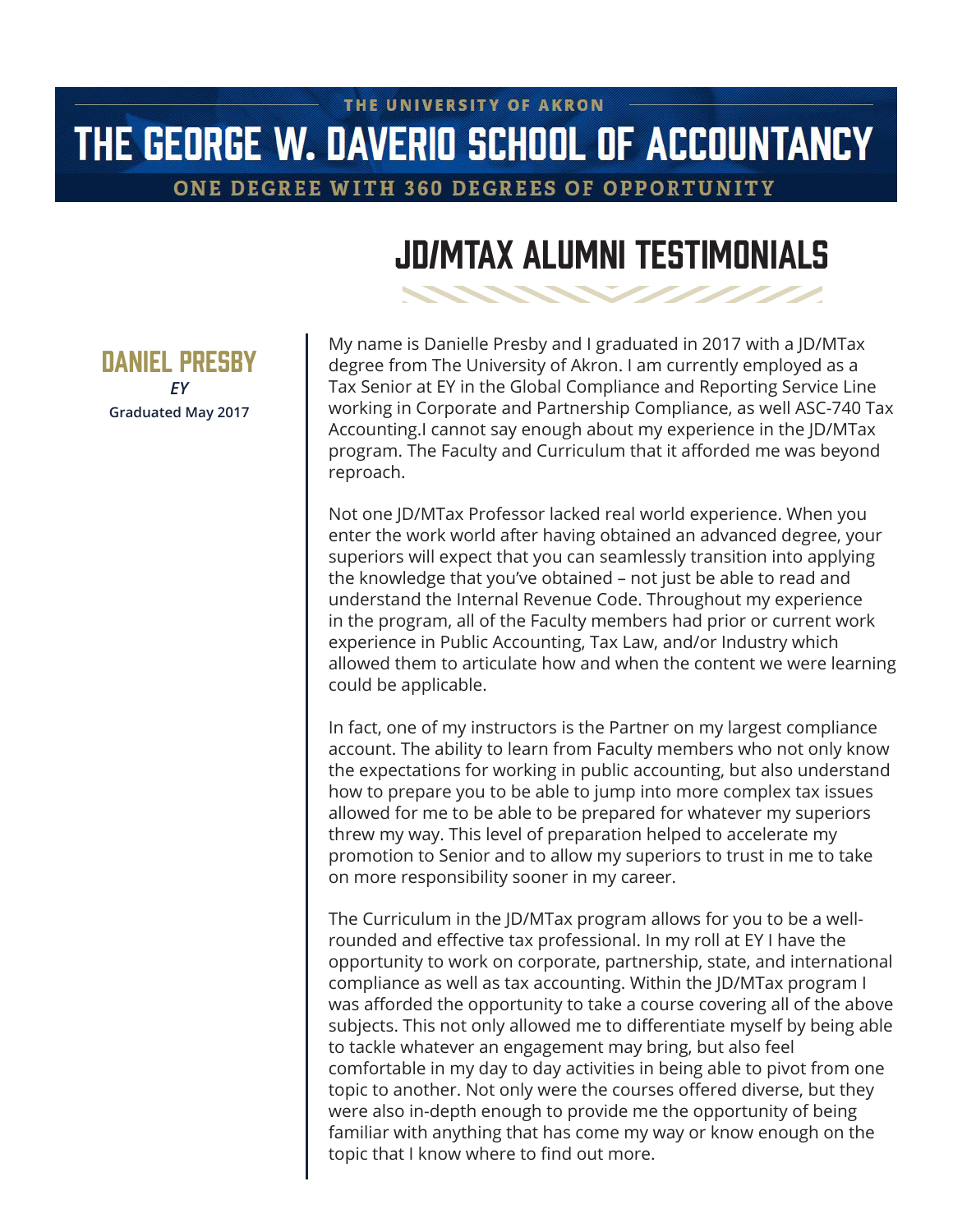THE UNIVERSITY OF AKRON

# THE GEORGE W. DAVERIO SCHOOL OF ACCOUNTANCY

ONE DEGREE WITH 360 DEGREES OF OPPORTUNITY

## JD/MTAX ALUMNI TESTIMONIALS

### DANIEL PRESBY

*EY*

**Graduated May 2017**

My name is Danielle Presby and I graduated in 2017 with a JD/MTax degree from The University of Akron. I am currently employed as a Tax Senior at EY in the Global Compliance and Reporting Service Line working in Corporate and Partnership Compliance, as well ASC-740 Tax Accounting.I cannot say enough about my experience in the JD/MTax program. The Faculty and Curriculum that it afforded me was beyond reproach.

Not one JD/MTax Professor lacked real world experience. When you enter the work world after having obtained an advanced degree, your superiors will expect that you can seamlessly transition into applying the knowledge that you've obtained – not just be able to read and understand the Internal Revenue Code. Throughout my experience in the program, all of the Faculty members had prior or current work experience in Public Accounting, Tax Law, and/or Industry which allowed them to articulate how and when the content we were learning could be applicable.

In fact, one of my instructors is the Partner on my largest compliance account. The ability to learn from Faculty members who not only know the expectations for working in public accounting, but also understand how to prepare you to be able to jump into more complex tax issues allowed for me to be able to be prepared for whatever my superiors threw my way. This level of preparation helped to accelerate my promotion to Senior and to allow my superiors to trust in me to take on more responsibility sooner in my career.

The Curriculum in the JD/MTax program allows for you to be a well-rounded and effective tax professional. In my roll at EY I have the opportunity to work on corporate, partnership, state, and international compliance as well as tax accounting. Within the JD/MTax program I was afforded the opportunity to take a course covering all of the above subjects. This not only allowed me to differentiate myself by being able to tackle whatever an engagement may bring, but also feel comfortable in my day to day activities in being able to pivot from one topic to another. Not only were the courses offered diverse, but they were also in-depth enough to provide me the opportunity of being familiar with anything that has come my way or know enough on the topic that I know where to find out more.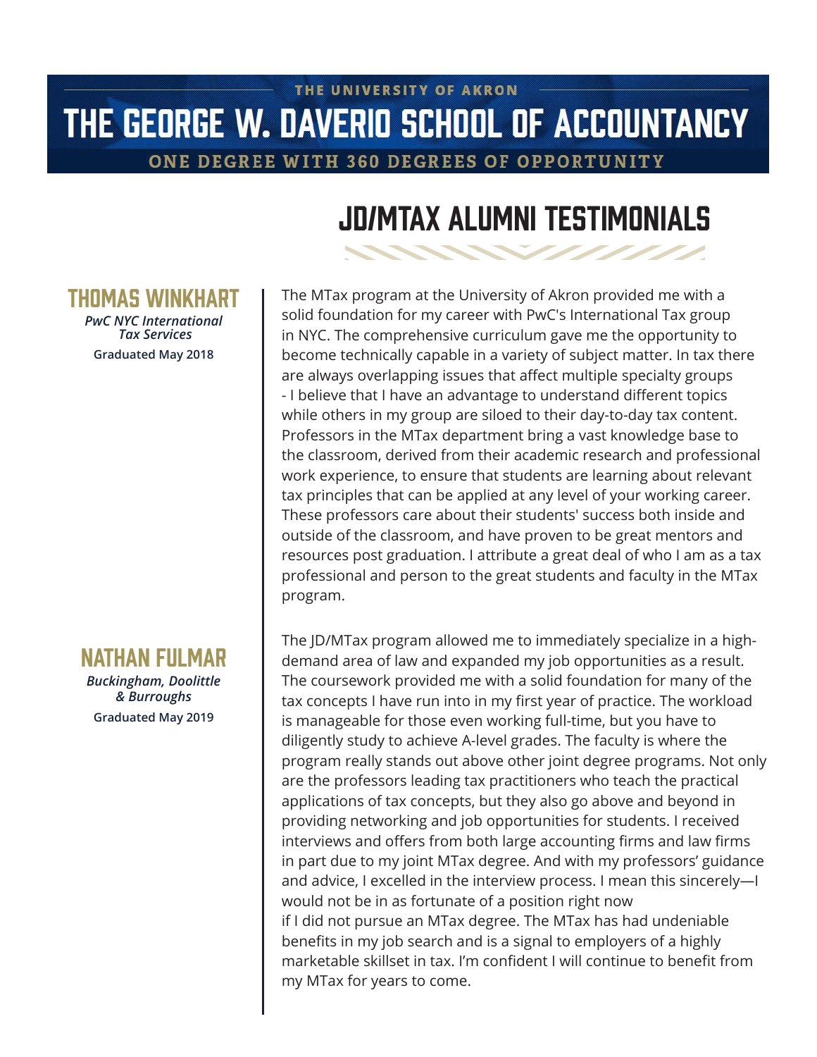THE UNIVERSITY OF AKRON

# THE GEORGE W. DAVERIO SCHOOL OF ACCOUNTANCY

ONE DEGREE WITH 360 DEGREES OF OPPORTUNITY

## JD/MTAX ALUMNI TESTIMONIALS

### THOMAS WINKHART

***PwC NYC International Tax Services***

**Graduated May 2018**

The MTax program at the University of Akron provided me with a solid foundation for my career with PwC's International Tax group in NYC. The comprehensive curriculum gave me the opportunity to become technically capable in a variety of subject matter. In tax there are always overlapping issues that affect multiple specialty groups - I believe that I have an advantage to understand different topics while others in my group are siloed to their day-to-day tax content. Professors in the MTax department bring a vast knowledge base to the classroom, derived from their academic research and professional work experience, to ensure that students are learning about relevant tax principles that can be applied at any level of your working career. These professors care about their students' success both inside and outside of the classroom, and have proven to be great mentors and resources post graduation. I attribute a great deal of who I am as a tax professional and person to the great students and faculty in the MTax program.

### NATHAN FULMAR

***Buckingham, Doolittle & Burroughs***

**Graduated May 2019**

The JD/MTax program allowed me to immediately specialize in a high-demand area of law and expanded my job opportunities as a result. The coursework provided me with a solid foundation for many of the tax concepts I have run into in my first year of practice. The workload is manageable for those even working full-time, but you have to diligently study to achieve A-level grades. The faculty is where the program really stands out above other joint degree programs. Not only are the professors leading tax practitioners who teach the practical applications of tax concepts, but they also go above and beyond in providing networking and job opportunities for students. I received interviews and offers from both large accounting firms and law firms in part due to my joint MTax degree. And with my professors' guidance and advice, I excelled in the interview process. I mean this sincerely—I would not be in as fortunate of a position right now if I did not pursue an MTax degree. The MTax has had undeniable benefits in my job search and is a signal to employers of a highly marketable skillset in tax. I'm confident I will continue to benefit from my MTax for years to come.